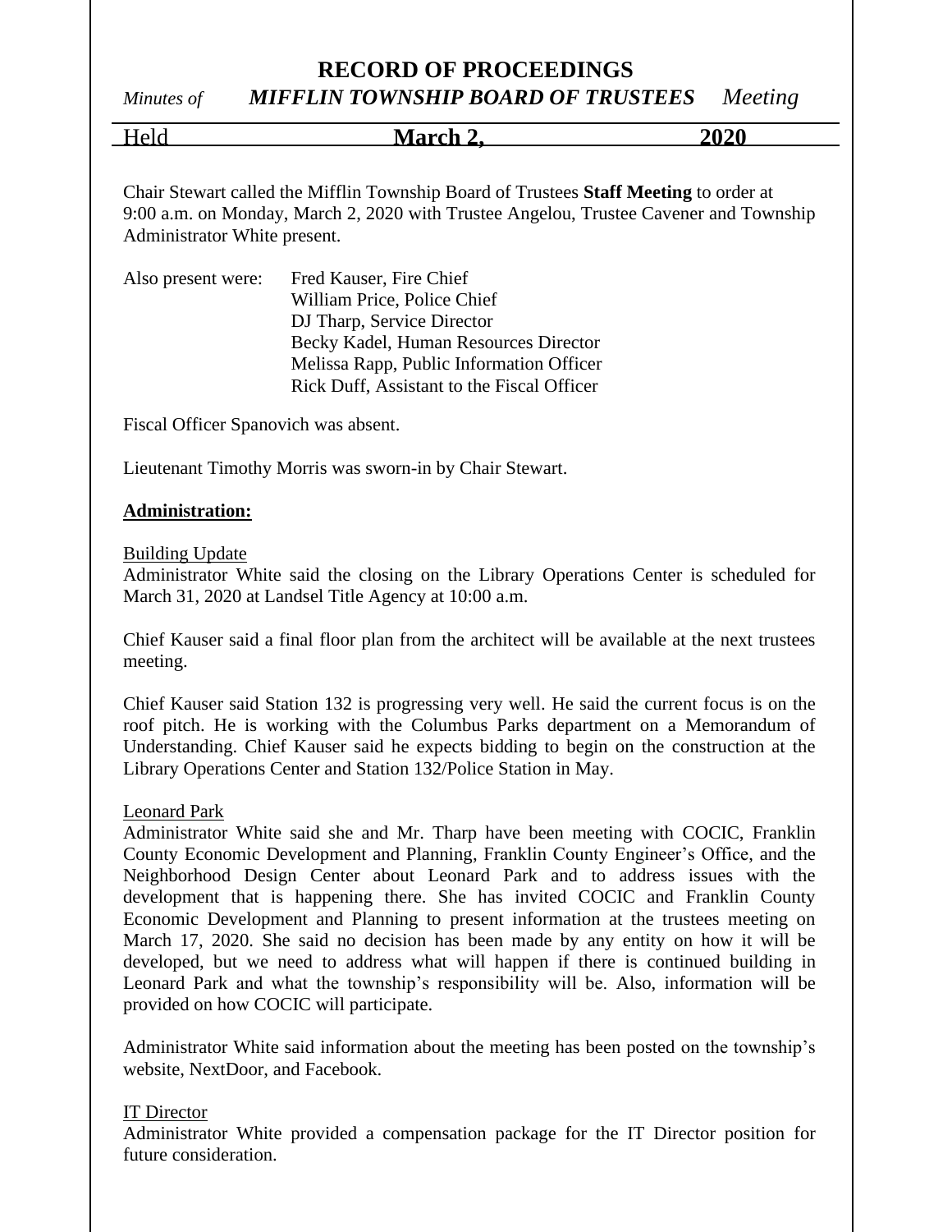# RECORD OF PROCEEDINGS

*Minutes of* ***MIFFLIN TOWNSHIP BOARD OF TRUSTEES*** *Meeting*

Held **March 2, 2020**

Chair Stewart called the Mifflin Township Board of Trustees **Staff Meeting** to order at 9:00 a.m. on Monday, March 2, 2020 with Trustee Angelou, Trustee Cavener and Township Administrator White present.

Also present were:
- Fred Kauser, Fire Chief
- William Price, Police Chief
- DJ Tharp, Service Director
- Becky Kadel, Human Resources Director
- Melissa Rapp, Public Information Officer
- Rick Duff, Assistant to the Fiscal Officer

Fiscal Officer Spanovich was absent.

Lieutenant Timothy Morris was sworn-in by Chair Stewart.

**Administration:**

Building Update

Administrator White said the closing on the Library Operations Center is scheduled for March 31, 2020 at Landsel Title Agency at 10:00 a.m.

Chief Kauser said a final floor plan from the architect will be available at the next trustees meeting.

Chief Kauser said Station 132 is progressing very well. He said the current focus is on the roof pitch. He is working with the Columbus Parks department on a Memorandum of Understanding. Chief Kauser said he expects bidding to begin on the construction at the Library Operations Center and Station 132/Police Station in May.

Leonard Park

Administrator White said she and Mr. Tharp have been meeting with COCIC, Franklin County Economic Development and Planning, Franklin County Engineer's Office, and the Neighborhood Design Center about Leonard Park and to address issues with the development that is happening there. She has invited COCIC and Franklin County Economic Development and Planning to present information at the trustees meeting on March 17, 2020. She said no decision has been made by any entity on how it will be developed, but we need to address what will happen if there is continued building in Leonard Park and what the township's responsibility will be. Also, information will be provided on how COCIC will participate.

Administrator White said information about the meeting has been posted on the township's website, NextDoor, and Facebook.

IT Director

Administrator White provided a compensation package for the IT Director position for future consideration.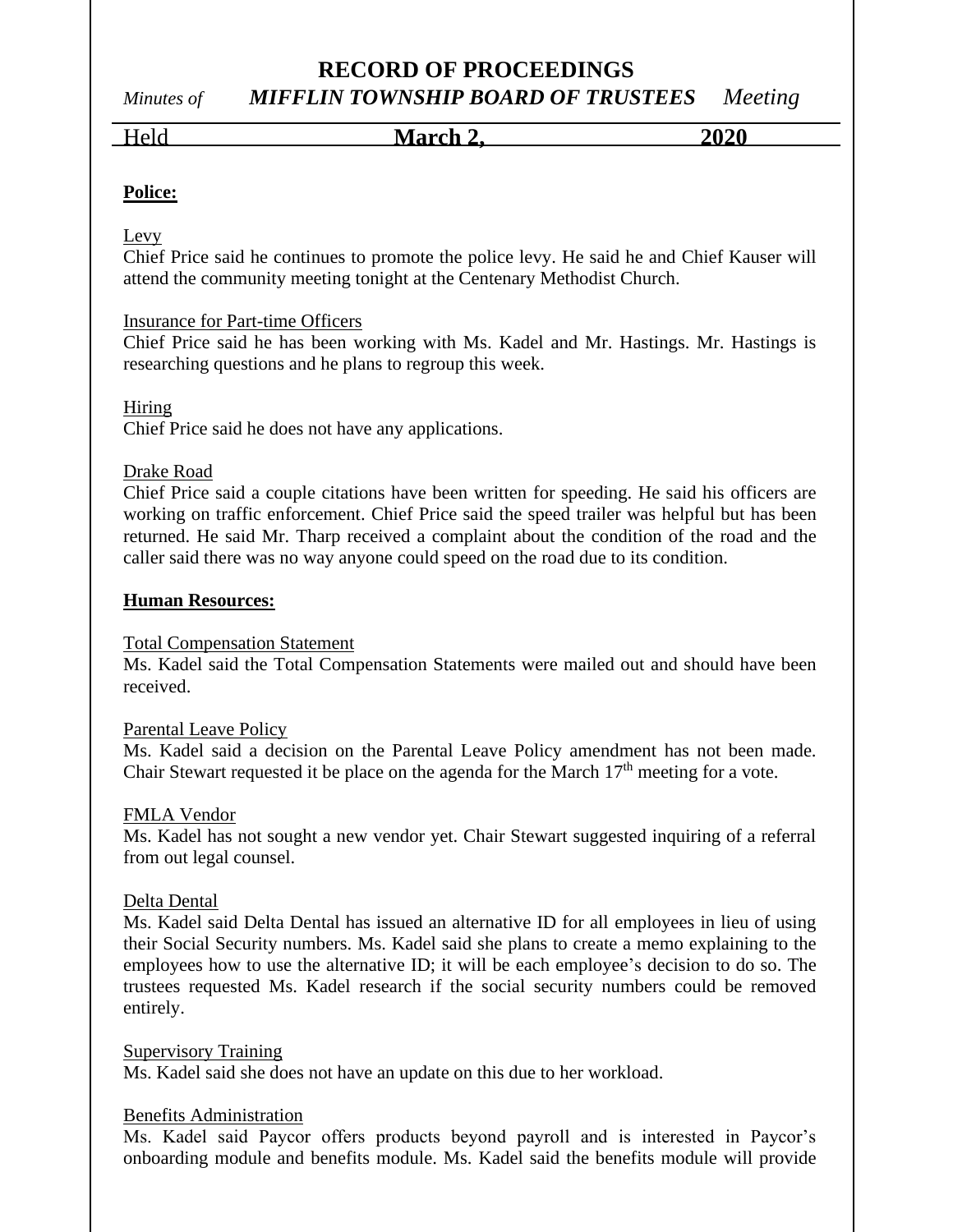**Police:**

Levy
Chief Price said he continues to promote the police levy. He said he and Chief Kauser will attend the community meeting tonight at the Centenary Methodist Church.

Insurance for Part-time Officers
Chief Price said he has been working with Ms. Kadel and Mr. Hastings. Mr. Hastings is researching questions and he plans to regroup this week.

Hiring
Chief Price said he does not have any applications.

Drake Road
Chief Price said a couple citations have been written for speeding. He said his officers are working on traffic enforcement. Chief Price said the speed trailer was helpful but has been returned. He said Mr. Tharp received a complaint about the condition of the road and the caller said there was no way anyone could speed on the road due to its condition.

**Human Resources:**

Total Compensation Statement
Ms. Kadel said the Total Compensation Statements were mailed out and should have been received.

Parental Leave Policy
Ms. Kadel said a decision on the Parental Leave Policy amendment has not been made. Chair Stewart requested it be place on the agenda for the March 17th meeting for a vote.

FMLA Vendor
Ms. Kadel has not sought a new vendor yet. Chair Stewart suggested inquiring of a referral from out legal counsel.

Delta Dental
Ms. Kadel said Delta Dental has issued an alternative ID for all employees in lieu of using their Social Security numbers. Ms. Kadel said she plans to create a memo explaining to the employees how to use the alternative ID; it will be each employee's decision to do so. The trustees requested Ms. Kadel research if the social security numbers could be removed entirely.

Supervisory Training
Ms. Kadel said she does not have an update on this due to her workload.

Benefits Administration
Ms. Kadel said Paycor offers products beyond payroll and is interested in Paycor's onboarding module and benefits module. Ms. Kadel said the benefits module will provide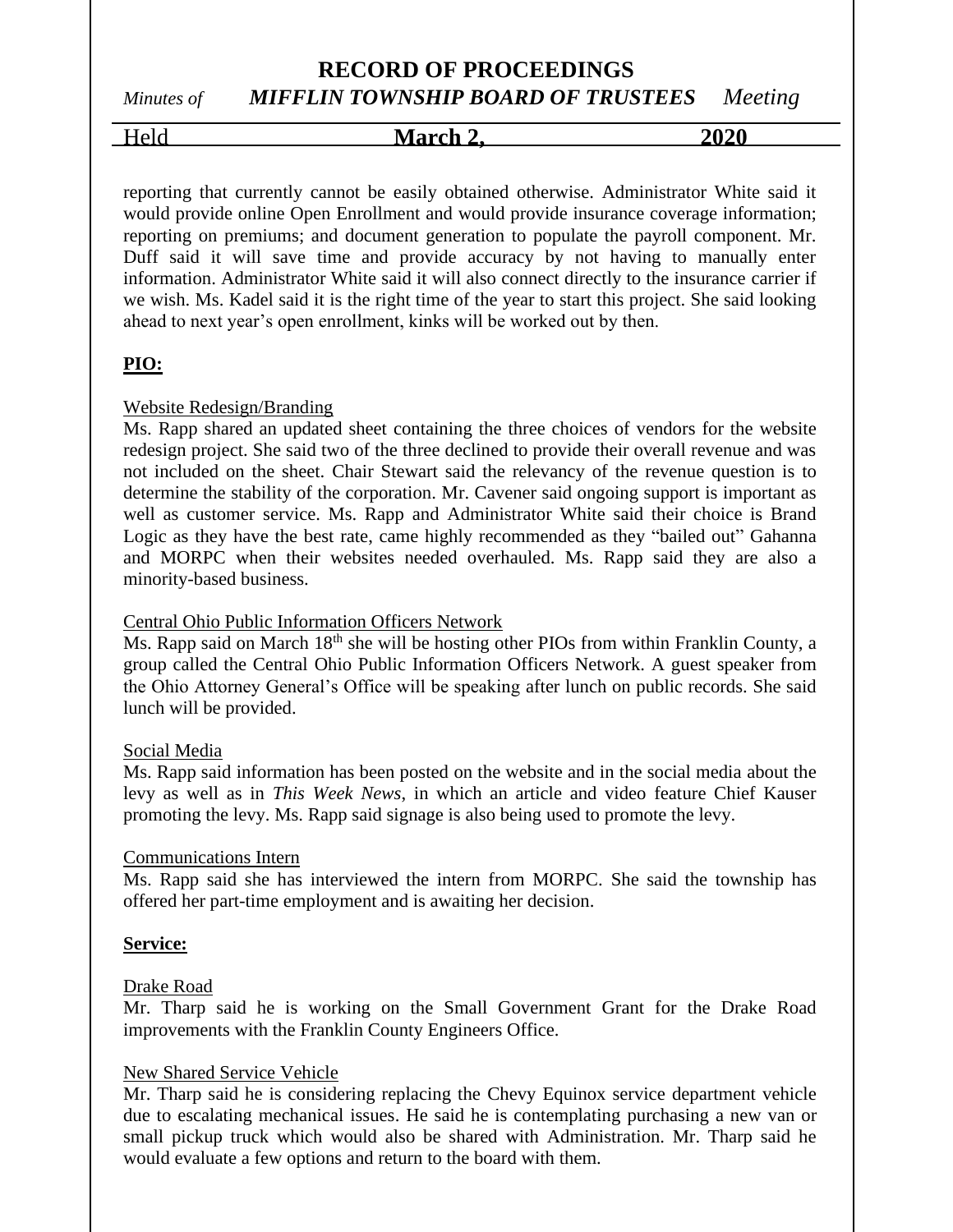reporting that currently cannot be easily obtained otherwise. Administrator White said it would provide online Open Enrollment and would provide insurance coverage information; reporting on premiums; and document generation to populate the payroll component. Mr. Duff said it will save time and provide accuracy by not having to manually enter information. Administrator White said it will also connect directly to the insurance carrier if we wish. Ms. Kadel said it is the right time of the year to start this project. She said looking ahead to next year's open enrollment, kinks will be worked out by then.

**PIO:**

Website Redesign/Branding

Ms. Rapp shared an updated sheet containing the three choices of vendors for the website redesign project. She said two of the three declined to provide their overall revenue and was not included on the sheet. Chair Stewart said the relevancy of the revenue question is to determine the stability of the corporation. Mr. Cavener said ongoing support is important as well as customer service. Ms. Rapp and Administrator White said their choice is Brand Logic as they have the best rate, came highly recommended as they "bailed out" Gahanna and MORPC when their websites needed overhauled. Ms. Rapp said they are also a minority-based business.

Central Ohio Public Information Officers Network

Ms. Rapp said on March 18th she will be hosting other PIOs from within Franklin County, a group called the Central Ohio Public Information Officers Network. A guest speaker from the Ohio Attorney General's Office will be speaking after lunch on public records. She said lunch will be provided.

Social Media

Ms. Rapp said information has been posted on the website and in the social media about the levy as well as in *This Week News*, in which an article and video feature Chief Kauser promoting the levy. Ms. Rapp said signage is also being used to promote the levy.

Communications Intern

Ms. Rapp said she has interviewed the intern from MORPC. She said the township has offered her part-time employment and is awaiting her decision.

**Service:**

Drake Road

Mr. Tharp said he is working on the Small Government Grant for the Drake Road improvements with the Franklin County Engineers Office.

New Shared Service Vehicle

Mr. Tharp said he is considering replacing the Chevy Equinox service department vehicle due to escalating mechanical issues. He said he is contemplating purchasing a new van or small pickup truck which would also be shared with Administration. Mr. Tharp said he would evaluate a few options and return to the board with them.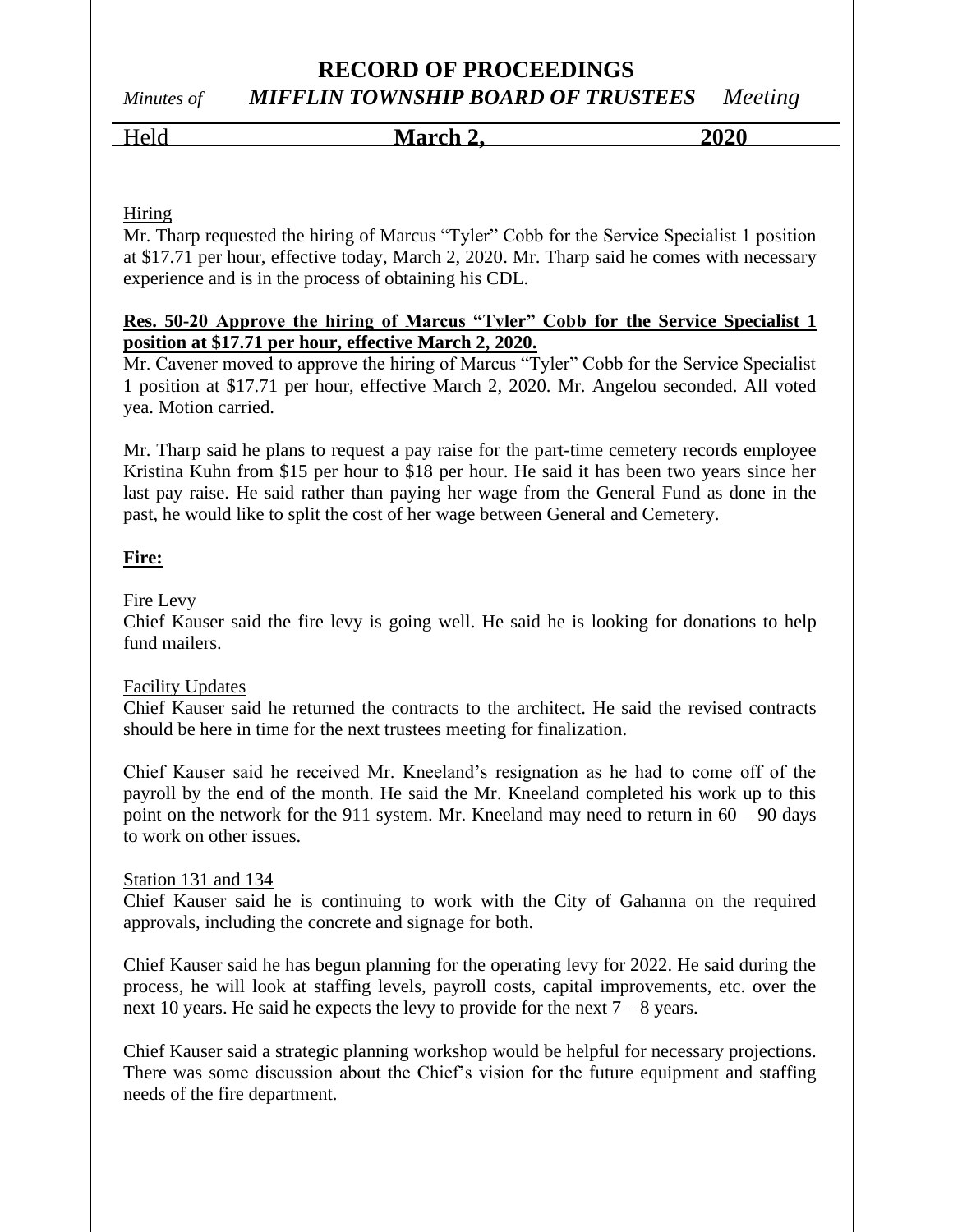Hiring

Mr. Tharp requested the hiring of Marcus "Tyler" Cobb for the Service Specialist 1 position at $17.71 per hour, effective today, March 2, 2020. Mr. Tharp said he comes with necessary experience and is in the process of obtaining his CDL.

**Res. 50-20 Approve the hiring of Marcus "Tyler" Cobb for the Service Specialist 1 position at $17.71 per hour, effective March 2, 2020.**

Mr. Cavener moved to approve the hiring of Marcus "Tyler" Cobb for the Service Specialist 1 position at $17.71 per hour, effective March 2, 2020. Mr. Angelou seconded. All voted yea. Motion carried.

Mr. Tharp said he plans to request a pay raise for the part-time cemetery records employee Kristina Kuhn from $15 per hour to $18 per hour. He said it has been two years since her last pay raise. He said rather than paying her wage from the General Fund as done in the past, he would like to split the cost of her wage between General and Cemetery.

**Fire:**

Fire Levy

Chief Kauser said the fire levy is going well. He said he is looking for donations to help fund mailers.

Facility Updates

Chief Kauser said he returned the contracts to the architect. He said the revised contracts should be here in time for the next trustees meeting for finalization.

Chief Kauser said he received Mr. Kneeland's resignation as he had to come off of the payroll by the end of the month. He said the Mr. Kneeland completed his work up to this point on the network for the 911 system. Mr. Kneeland may need to return in 60 – 90 days to work on other issues.

Station 131 and 134

Chief Kauser said he is continuing to work with the City of Gahanna on the required approvals, including the concrete and signage for both.

Chief Kauser said he has begun planning for the operating levy for 2022. He said during the process, he will look at staffing levels, payroll costs, capital improvements, etc. over the next 10 years. He said he expects the levy to provide for the next 7 – 8 years.

Chief Kauser said a strategic planning workshop would be helpful for necessary projections. There was some discussion about the Chief's vision for the future equipment and staffing needs of the fire department.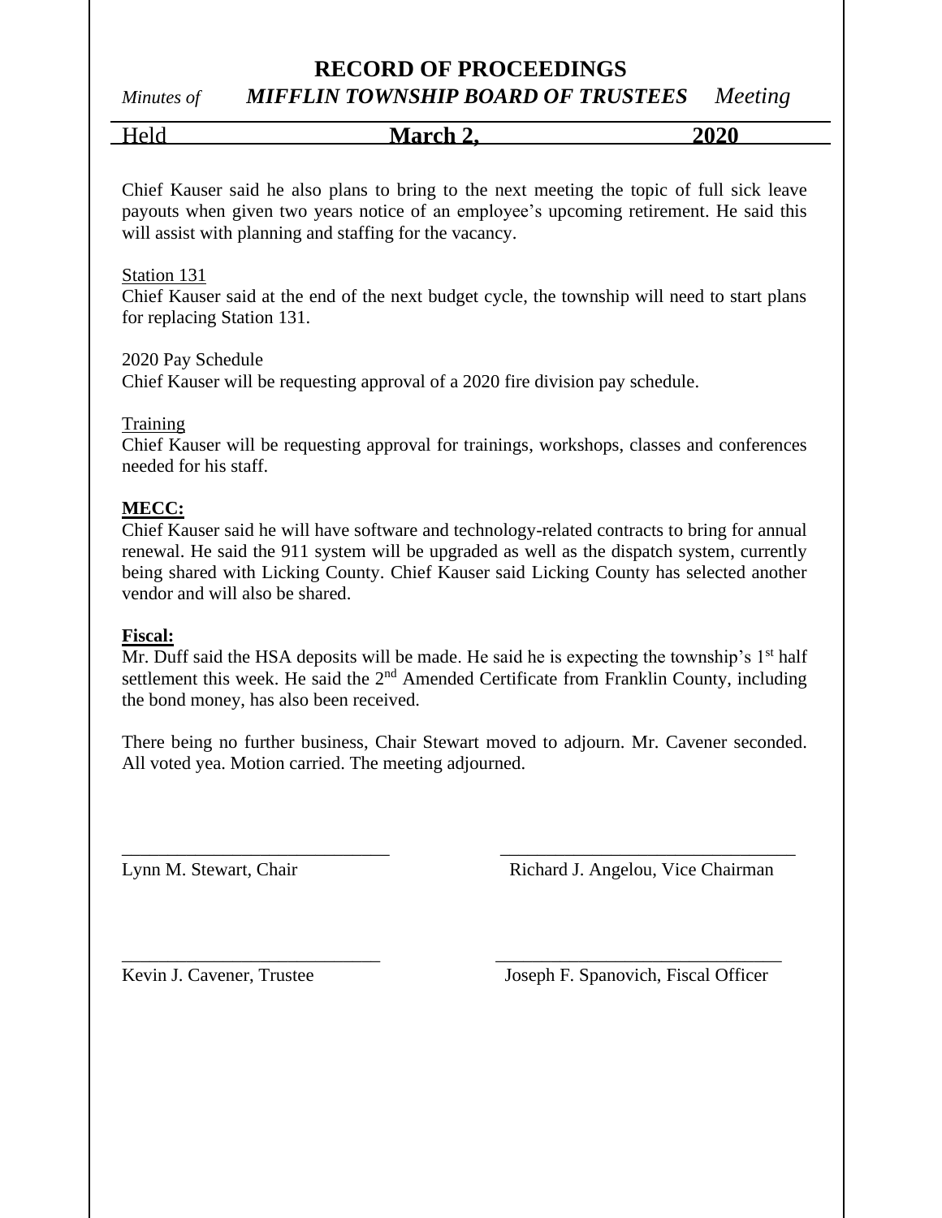Chief Kauser said he also plans to bring to the next meeting the topic of full sick leave payouts when given two years notice of an employee's upcoming retirement. He said this will assist with planning and staffing for the vacancy.

Station 131
Chief Kauser said at the end of the next budget cycle, the township will need to start plans for replacing Station 131.

2020 Pay Schedule
Chief Kauser will be requesting approval of a 2020 fire division pay schedule.

Training
Chief Kauser will be requesting approval for trainings, workshops, classes and conferences needed for his staff.

**MECC:**
Chief Kauser said he will have software and technology-related contracts to bring for annual renewal. He said the 911 system will be upgraded as well as the dispatch system, currently being shared with Licking County. Chief Kauser said Licking County has selected another vendor and will also be shared.

**Fiscal:**
Mr. Duff said the HSA deposits will be made. He said he is expecting the township's 1st half settlement this week. He said the 2nd Amended Certificate from Franklin County, including the bond money, has also been received.

There being no further business, Chair Stewart moved to adjourn. Mr. Cavener seconded. All voted yea. Motion carried. The meeting adjourned.

| | |
|---|---|
| \_\_\_\_\_\_\_\_\_\_\_\_\_\_\_\_\_\_\_\_\_\_\_\_\_\_\_\_\_\_ | \_\_\_\_\_\_\_\_\_\_\_\_\_\_\_\_\_\_\_\_\_\_\_\_\_\_\_\_\_\_ |
| Lynn M. Stewart, Chair | Richard J. Angelou, Vice Chairman |
| \_\_\_\_\_\_\_\_\_\_\_\_\_\_\_\_\_\_\_\_\_\_\_\_\_\_\_\_\_\_ | \_\_\_\_\_\_\_\_\_\_\_\_\_\_\_\_\_\_\_\_\_\_\_\_\_\_\_\_\_\_ |
| Kevin J. Cavener, Trustee | Joseph F. Spanovich, Fiscal Officer |